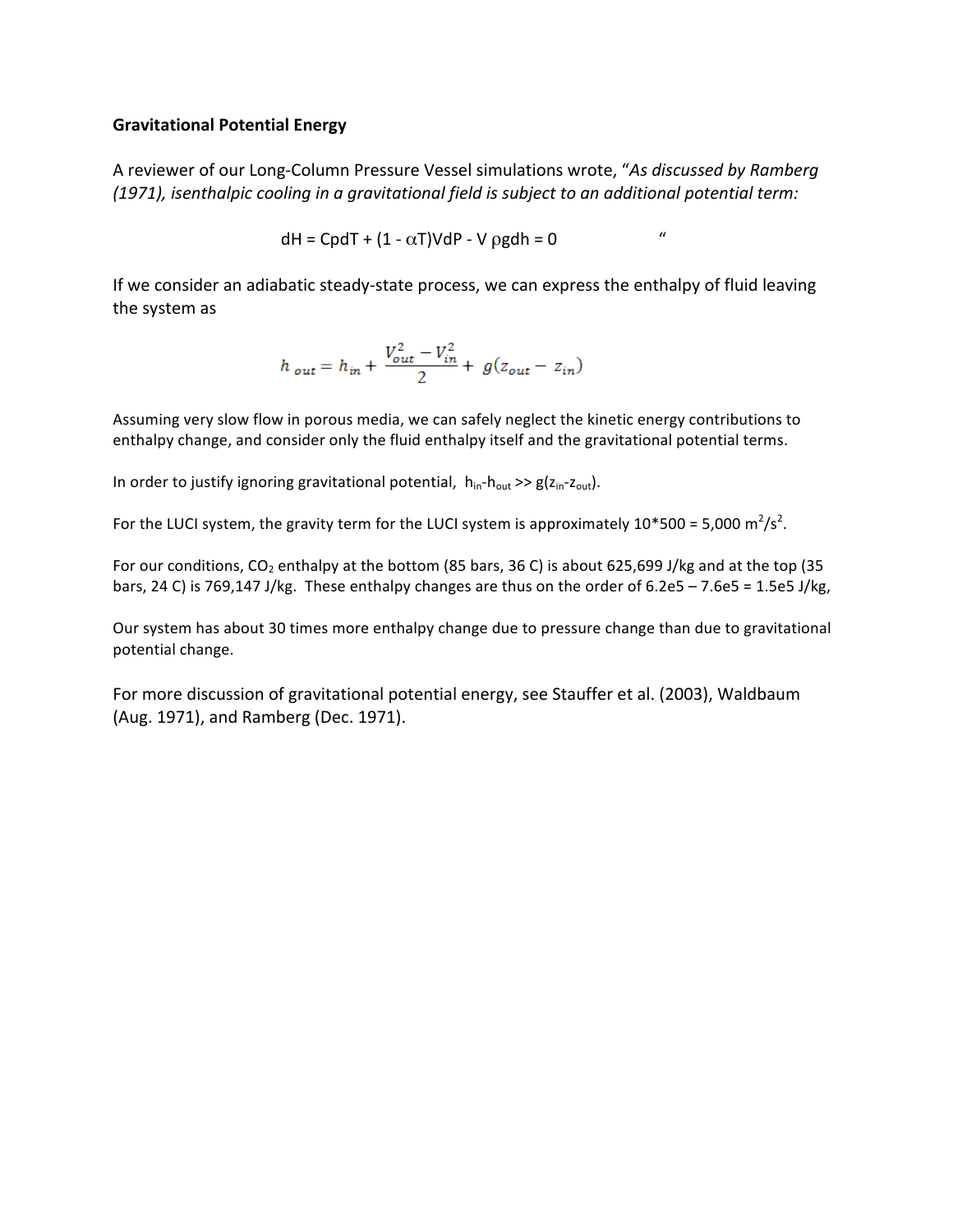**Gravitational Potential Energy**

A reviewer of our Long-Column Pressure Vessel simulations wrote, "*As discussed by Ramberg (1971), isenthalpic cooling in a gravitational field is subject to an additional potential term:*

$$dH = CpdT + (1 - \alpha T)VdP - V\rho gdh = 0$$

"

If we consider an adiabatic steady-state process, we can express the enthalpy of fluid leaving the system as

$$h_{out} = h_{in} + \frac{V_{out}^2 - V_{in}^2}{2} + g(z_{out} - z_{in})$$

Assuming very slow flow in porous media, we can safely neglect the kinetic energy contributions to enthalpy change, and consider only the fluid enthalpy itself and the gravitational potential terms.

In order to justify ignoring gravitational potential, $h_{in}$-$h_{out}$ >> $g(z_{in}$-$z_{out})$.

For the LUCI system, the gravity term for the LUCI system is approximately 10*500 = 5,000 $m^2/s^2$.

For our conditions, $CO_2$ enthalpy at the bottom (85 bars, 36 C) is about 625,699 J/kg and at the top (35 bars, 24 C) is 769,147 J/kg. These enthalpy changes are thus on the order of 6.2e5 – 7.6e5 = 1.5e5 J/kg,

Our system has about 30 times more enthalpy change due to pressure change than due to gravitational potential change.

For more discussion of gravitational potential energy, see Stauffer et al. (2003), Waldbaum (Aug. 1971), and Ramberg (Dec. 1971).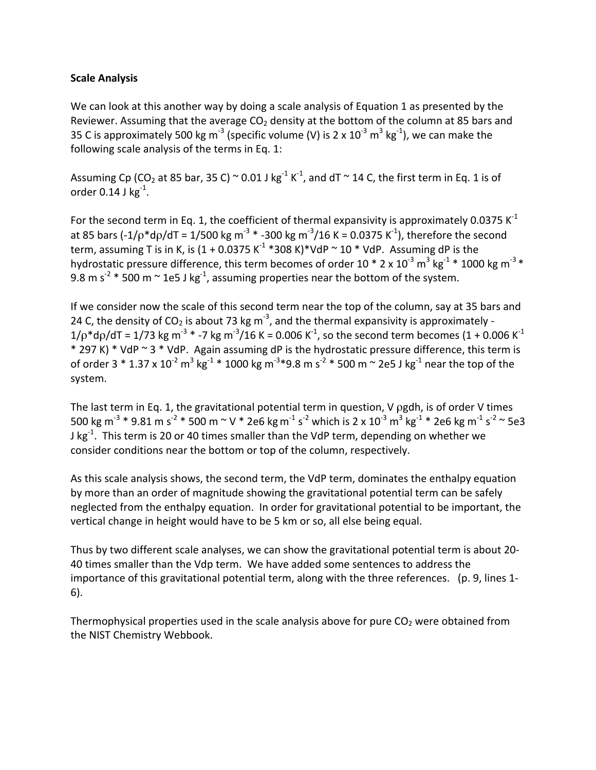**Scale Analysis**

We can look at this another way by doing a scale analysis of Equation 1 as presented by the Reviewer. Assuming that the average $CO_2$ density at the bottom of the column at 85 bars and 35 C is approximately 500 kg $m^{-3}$ (specific volume (V) is 2 x $10^{-3}$ $m^3$ $kg^{-1}$), we can make the following scale analysis of the terms in Eq. 1:

Assuming Cp ($CO_2$ at 85 bar, 35 C) ~ 0.01 J $kg^{-1}$ $K^{-1}$, and dT ~ 14 C, the first term in Eq. 1 is of order 0.14 J $kg^{-1}$.

For the second term in Eq. 1, the coefficient of thermal expansivity is approximately 0.0375 $K^{-1}$ at 85 bars ($-1/\rho*d\rho/dT$ = 1/500 kg $m^{-3}$ * -300 kg $m^{-3}$/16 K = 0.0375 $K^{-1}$), therefore the second term, assuming T is in K, is (1 + 0.0375 $K^{-1}$ *308 K)*VdP ~ 10 * VdP. Assuming dP is the hydrostatic pressure difference, this term becomes of order 10 * 2 x $10^{-3}$ $m^3$ $kg^{-1}$ * 1000 kg $m^{-3}$ * 9.8 m $s^{-2}$ * 500 m ~ 1e5 J $kg^{-1}$, assuming properties near the bottom of the system.

If we consider now the scale of this second term near the top of the column, say at 35 bars and 24 C, the density of $CO_2$ is about 73 kg $m^{-3}$, and the thermal expansivity is approximately $-1/\rho*d\rho/dT$ = 1/73 kg $m^{-3}$ * -7 kg $m^{-3}$/16 K = 0.006 $K^{-1}$, so the second term becomes (1 + 0.006 $K^{-1}$ * 297 K) * VdP ~ 3 * VdP. Again assuming dP is the hydrostatic pressure difference, this term is of order 3 * 1.37 x $10^{-2}$ $m^3$ $kg^{-1}$ * 1000 kg $m^{-3}$*9.8 m $s^{-2}$ * 500 m ~ 2e5 J $kg^{-1}$ near the top of the system.

The last term in Eq. 1, the gravitational potential term in question, V $\rho$gdh, is of order V times 500 kg $m^{-3}$ * 9.81 m $s^{-2}$ * 500 m ~ V * 2e6 kg $m^{-1}$ $s^{-2}$ which is 2 x $10^{-3}$ $m^3$ $kg^{-1}$ * 2e6 kg $m^{-1}$ $s^{-2}$ ~ 5e3 J $kg^{-1}$. This term is 20 or 40 times smaller than the VdP term, depending on whether we consider conditions near the bottom or top of the column, respectively.

As this scale analysis shows, the second term, the VdP term, dominates the enthalpy equation by more than an order of magnitude showing the gravitational potential term can be safely neglected from the enthalpy equation. In order for gravitational potential to be important, the vertical change in height would have to be 5 km or so, all else being equal.

Thus by two different scale analyses, we can show the gravitational potential term is about 20-40 times smaller than the Vdp term. We have added some sentences to address the importance of this gravitational potential term, along with the three references. (p. 9, lines 1-6).

Thermophysical properties used in the scale analysis above for pure $CO_2$ were obtained from the NIST Chemistry Webbook.